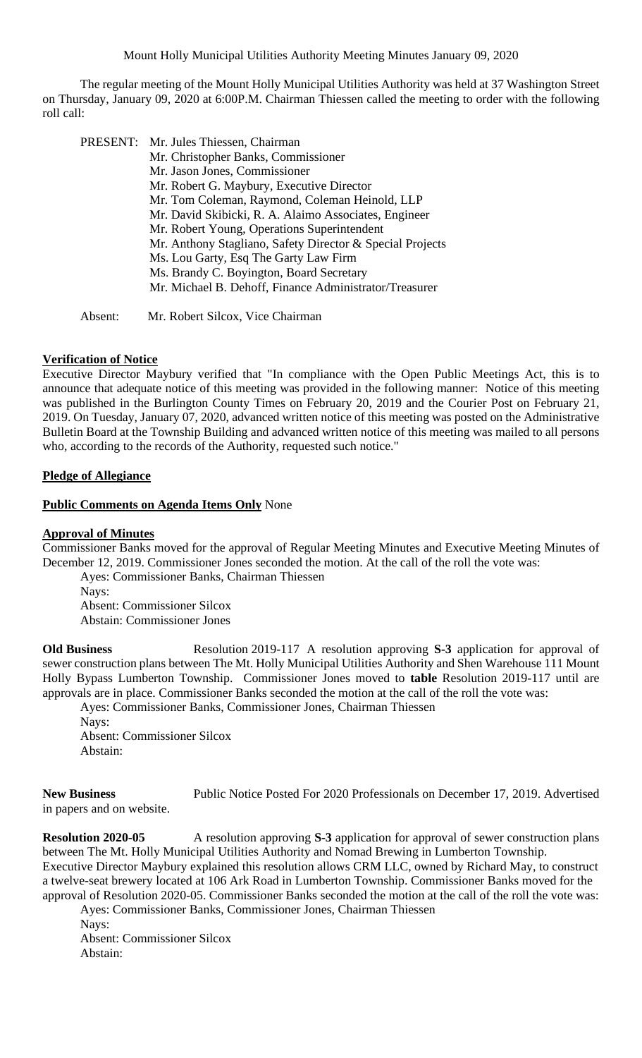Mount Holly Municipal Utilities Authority Meeting Minutes January 09, 2020

The regular meeting of the Mount Holly Municipal Utilities Authority was held at 37 Washington Street on Thursday, January 09, 2020 at 6:00P.M. Chairman Thiessen called the meeting to order with the following roll call:

PRESENT: Mr. Jules Thiessen, Chairman
Mr. Christopher Banks, Commissioner
Mr. Jason Jones, Commissioner
Mr. Robert G. Maybury, Executive Director
Mr. Tom Coleman, Raymond, Coleman Heinold, LLP
Mr. David Skibicki, R. A. Alaimo Associates, Engineer
Mr. Robert Young, Operations Superintendent
Mr. Anthony Stagliano, Safety Director & Special Projects
Ms. Lou Garty, Esq The Garty Law Firm
Ms. Brandy C. Boyington, Board Secretary
Mr. Michael B. Dehoff, Finance Administrator/Treasurer

Absent: Mr. Robert Silcox, Vice Chairman

**Verification of Notice**

Executive Director Maybury verified that "In compliance with the Open Public Meetings Act, this is to announce that adequate notice of this meeting was provided in the following manner: Notice of this meeting was published in the Burlington County Times on February 20, 2019 and the Courier Post on February 21, 2019. On Tuesday, January 07, 2020, advanced written notice of this meeting was posted on the Administrative Bulletin Board at the Township Building and advanced written notice of this meeting was mailed to all persons who, according to the records of the Authority, requested such notice."

**Pledge of Allegiance**

**Public Comments on Agenda Items Only** None

**Approval of Minutes**

Commissioner Banks moved for the approval of Regular Meeting Minutes and Executive Meeting Minutes of December 12, 2019. Commissioner Jones seconded the motion. At the call of the roll the vote was:

Ayes: Commissioner Banks, Chairman Thiessen
Nays:
Absent: Commissioner Silcox
Abstain: Commissioner Jones

**Old Business** Resolution 2019-117 A resolution approving **S-3** application for approval of sewer construction plans between The Mt. Holly Municipal Utilities Authority and Shen Warehouse 111 Mount Holly Bypass Lumberton Township. Commissioner Jones moved to **table** Resolution 2019-117 until are approvals are in place. Commissioner Banks seconded the motion at the call of the roll the vote was:

Ayes: Commissioner Banks, Commissioner Jones, Chairman Thiessen
Nays:
Absent: Commissioner Silcox
Abstain:

**New Business** Public Notice Posted For 2020 Professionals on December 17, 2019. Advertised in papers and on website.

**Resolution 2020-05** A resolution approving **S-3** application for approval of sewer construction plans between The Mt. Holly Municipal Utilities Authority and Nomad Brewing in Lumberton Township. Executive Director Maybury explained this resolution allows CRM LLC, owned by Richard May, to construct a twelve-seat brewery located at 106 Ark Road in Lumberton Township. Commissioner Banks moved for the approval of Resolution 2020-05. Commissioner Banks seconded the motion at the call of the roll the vote was:

Ayes: Commissioner Banks, Commissioner Jones, Chairman Thiessen
Nays:
Absent: Commissioner Silcox
Abstain: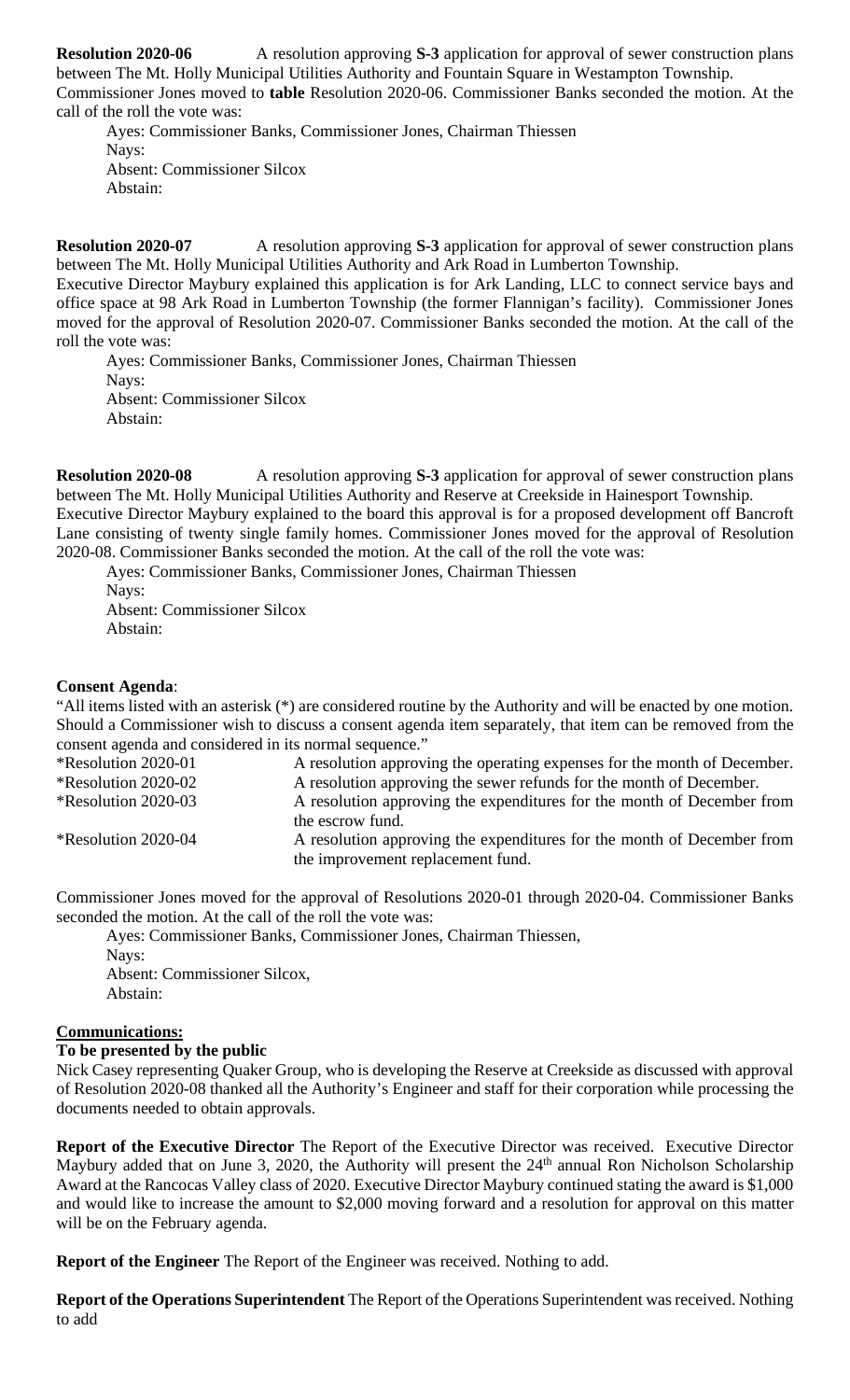**Resolution 2020-06** A resolution approving **S-3** application for approval of sewer construction plans between The Mt. Holly Municipal Utilities Authority and Fountain Square in Westampton Township. Commissioner Jones moved to **table** Resolution 2020-06. Commissioner Banks seconded the motion. At the call of the roll the vote was:

Ayes: Commissioner Banks, Commissioner Jones, Chairman Thiessen
Nays:
Absent: Commissioner Silcox
Abstain:

**Resolution 2020-07** A resolution approving **S-3** application for approval of sewer construction plans between The Mt. Holly Municipal Utilities Authority and Ark Road in Lumberton Township.
Executive Director Maybury explained this application is for Ark Landing, LLC to connect service bays and office space at 98 Ark Road in Lumberton Township (the former Flannigan's facility). Commissioner Jones moved for the approval of Resolution 2020-07. Commissioner Banks seconded the motion. At the call of the roll the vote was:

Ayes: Commissioner Banks, Commissioner Jones, Chairman Thiessen
Nays:
Absent: Commissioner Silcox
Abstain:

**Resolution 2020-08** A resolution approving **S-3** application for approval of sewer construction plans between The Mt. Holly Municipal Utilities Authority and Reserve at Creekside in Hainesport Township.
Executive Director Maybury explained to the board this approval is for a proposed development off Bancroft Lane consisting of twenty single family homes. Commissioner Jones moved for the approval of Resolution 2020-08. Commissioner Banks seconded the motion. At the call of the roll the vote was:

Ayes: Commissioner Banks, Commissioner Jones, Chairman Thiessen
Nays:
Absent: Commissioner Silcox
Abstain:

**Consent Agenda**:
"All items listed with an asterisk (*) are considered routine by the Authority and will be enacted by one motion. Should a Commissioner wish to discuss a consent agenda item separately, that item can be removed from the consent agenda and considered in its normal sequence."

| | |
|---|---|
| *Resolution 2020-01 | A resolution approving the operating expenses for the month of December. |
| *Resolution 2020-02 | A resolution approving the sewer refunds for the month of December. |
| *Resolution 2020-03 | A resolution approving the expenditures for the month of December from the escrow fund. |
| *Resolution 2020-04 | A resolution approving the expenditures for the month of December from the improvement replacement fund. |

Commissioner Jones moved for the approval of Resolutions 2020-01 through 2020-04. Commissioner Banks seconded the motion. At the call of the roll the vote was:

Ayes: Commissioner Banks, Commissioner Jones, Chairman Thiessen,
Nays:
Absent: Commissioner Silcox,
Abstain:

**Communications:**

**To be presented by the public**

Nick Casey representing Quaker Group, who is developing the Reserve at Creekside as discussed with approval of Resolution 2020-08 thanked all the Authority's Engineer and staff for their corporation while processing the documents needed to obtain approvals.

**Report of the Executive Director** The Report of the Executive Director was received. Executive Director Maybury added that on June 3, 2020, the Authority will present the 24th annual Ron Nicholson Scholarship Award at the Rancocas Valley class of 2020. Executive Director Maybury continued stating the award is $1,000 and would like to increase the amount to $2,000 moving forward and a resolution for approval on this matter will be on the February agenda.

**Report of the Engineer** The Report of the Engineer was received. Nothing to add.

**Report of the Operations Superintendent** The Report of the Operations Superintendent was received. Nothing to add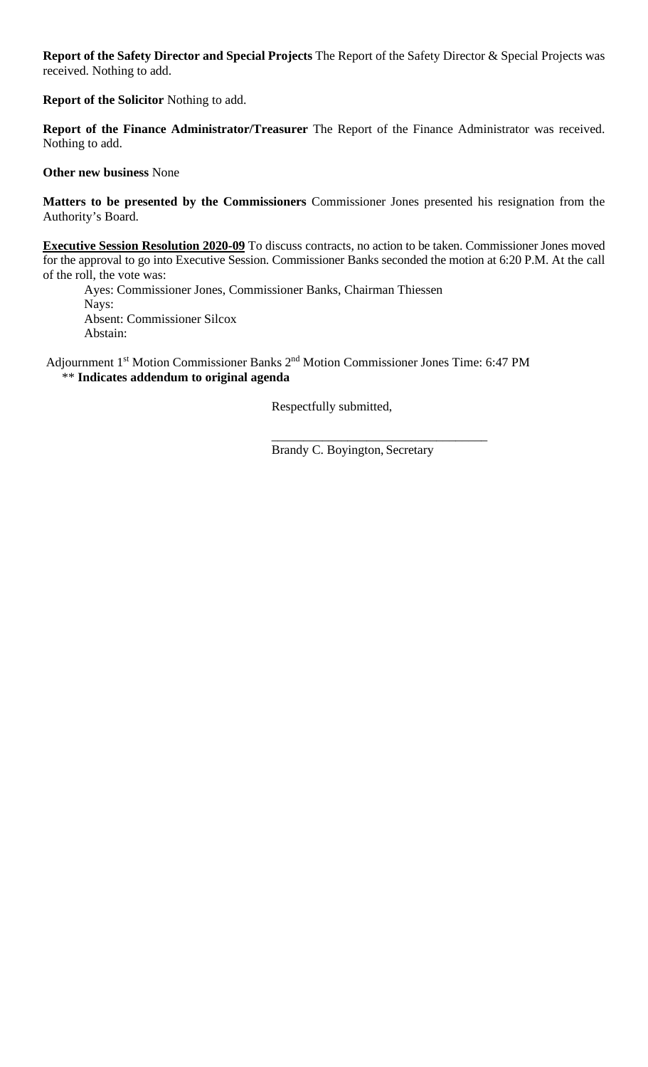**Report of the Safety Director and Special Projects** The Report of the Safety Director & Special Projects was received. Nothing to add.

**Report of the Solicitor** Nothing to add.

**Report of the Finance Administrator/Treasurer** The Report of the Finance Administrator was received. Nothing to add.

**Other new business** None

**Matters to be presented by the Commissioners** Commissioner Jones presented his resignation from the Authority's Board.

**Executive Session Resolution 2020-09** To discuss contracts, no action to be taken. Commissioner Jones moved for the approval to go into Executive Session. Commissioner Banks seconded the motion at 6:20 P.M. At the call of the roll, the vote was:

Ayes: Commissioner Jones, Commissioner Banks, Chairman Thiessen
Nays:
Absent: Commissioner Silcox
Abstain:

Adjournment 1st Motion Commissioner Banks 2nd Motion Commissioner Jones Time: 6:47 PM
** **Indicates addendum to original agenda**

Respectfully submitted,

___________________________________
Brandy C. Boyington, Secretary